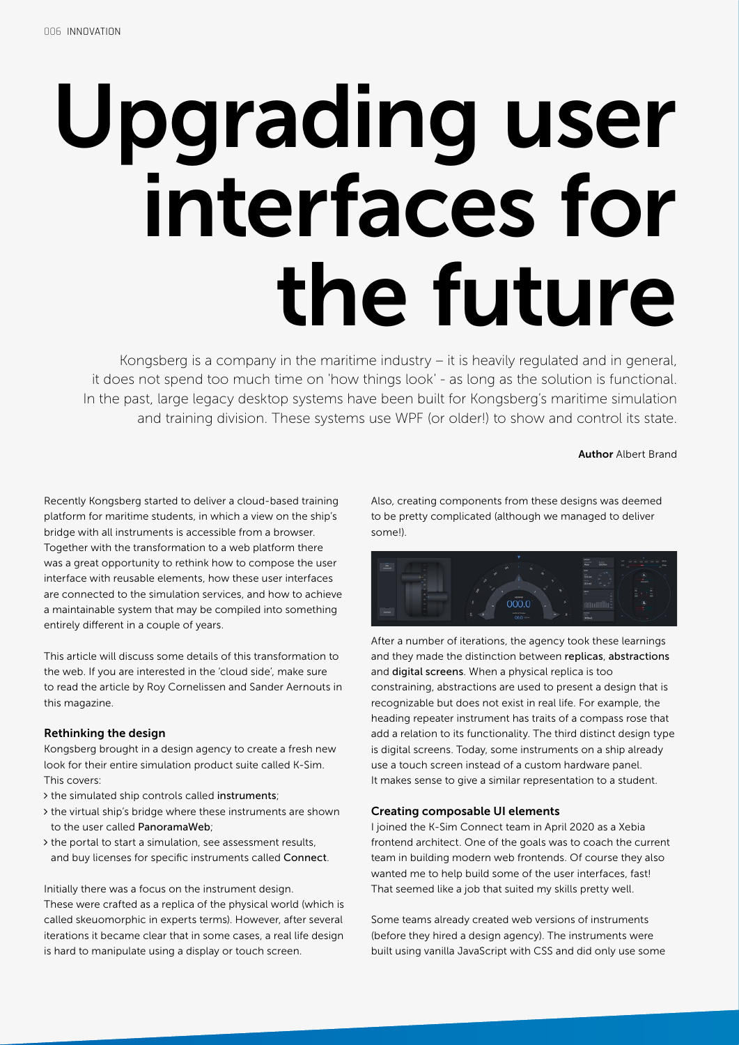# Upgrading user interfaces for the future

Kongsberg is a company in the maritime industry – it is heavily regulated and in general, it does not spend too much time on 'how things look' - as long as the solution is functional. In the past, large legacy desktop systems have been built for Kongsberg's maritime simulation and training division. These systems use WPF (or older!) to show and control its state.

**Author** Albert Brand

Recently Kongsberg started to deliver a cloud-based training platform for maritime students, in which a view on the ship's bridge with all instruments is accessible from a browser. Together with the transformation to a web platform there was a great opportunity to rethink how to compose the user interface with reusable elements, how these user interfaces are connected to the simulation services, and how to achieve a maintainable system that may be compiled into something entirely different in a couple of years.

This article will discuss some details of this transformation to the web. If you are interested in the 'cloud side', make sure to read the article by Roy Cornelissen and Sander Aernouts in this magazine.

### Rethinking the design

Kongsberg brought in a design agency to create a fresh new look for their entire simulation product suite called K-Sim. This covers:

- the simulated ship controls called instruments;
- the virtual ship's bridge where these instruments are shown to the user called PanoramaWeb;
- the portal to start a simulation, see assessment results, and buy licenses for specific instruments called Connect.

Initially there was a focus on the instrument design. These were crafted as a replica of the physical world (which is called skeuomorphic in experts terms). However, after several iterations it became clear that in some cases, a real life design is hard to manipulate using a display or touch screen.

Also, creating components from these designs was deemed to be pretty complicated (although we managed to deliver some!).

After a number of iterations, the agency took these learnings and they made the distinction between replicas, abstractions and digital screens. When a physical replica is too constraining, abstractions are used to present a design that is recognizable but does not exist in real life. For example, the heading repeater instrument has traits of a compass rose that add a relation to its functionality. The third distinct design type is digital screens. Today, some instruments on a ship already use a touch screen instead of a custom hardware panel. It makes sense to give a similar representation to a student.

### Creating composable UI elements

I joined the K-Sim Connect team in April 2020 as a Xebia frontend architect. One of the goals was to coach the current team in building modern web frontends. Of course they also wanted me to help build some of the user interfaces, fast! That seemed like a job that suited my skills pretty well.

Some teams already created web versions of instruments (before they hired a design agency). The instruments were built using vanilla JavaScript with CSS and did only use some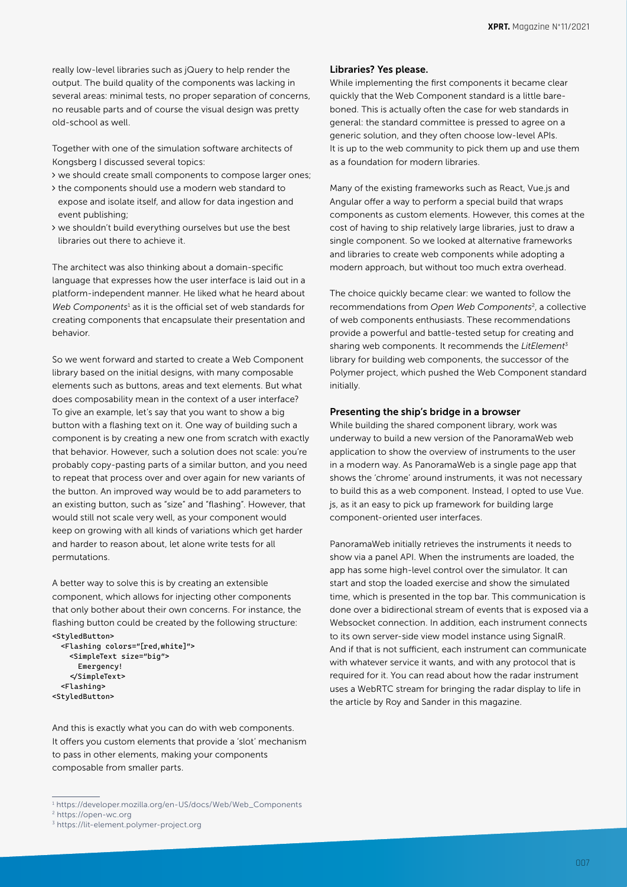really low-level libraries such as jQuery to help render the output. The build quality of the components was lacking in several areas: minimal tests, no proper separation of concerns, no reusable parts and of course the visual design was pretty old-school as well.

Together with one of the simulation software architects of Kongsberg I discussed several topics:

- we should create small components to compose larger ones;
- the components should use a modern web standard to expose and isolate itself, and allow for data ingestion and event publishing;
- we shouldn't build everything ourselves but use the best libraries out there to achieve it.

The architect was also thinking about a domain-specific language that expresses how the user interface is laid out in a platform-independent manner. He liked what he heard about *Web Components*[1] as it is the official set of web standards for creating components that encapsulate their presentation and behavior.

So we went forward and started to create a Web Component library based on the initial designs, with many composable elements such as buttons, areas and text elements. But what does composability mean in the context of a user interface? To give an example, let's say that you want to show a big button with a flashing text on it. One way of building such a component is by creating a new one from scratch with exactly that behavior. However, such a solution does not scale: you're probably copy-pasting parts of a similar button, and you need to repeat that process over and over again for new variants of the button. An improved way would be to add parameters to an existing button, such as "size" and "flashing". However, that would still not scale very well, as your component would keep on growing with all kinds of variations which get harder and harder to reason about, let alone write tests for all permutations.

A better way to solve this is by creating an extensible component, which allows for injecting other components that only bother about their own concerns. For instance, the flashing button could be created by the following structure:

```
<StyledButton>
  <Flashing colors="[red,white]">
    <SimpleText size="big">
      Emergency!
    </SimpleText>
  <Flashing>
<StyledButton>
```

And this is exactly what you can do with web components. It offers you custom elements that provide a 'slot' mechanism to pass in other elements, making your components composable from smaller parts.

### Libraries? Yes please.

While implementing the first components it became clear quickly that the Web Component standard is a little bare-boned. This is actually often the case for web standards in general: the standard committee is pressed to agree on a generic solution, and they often choose low-level APIs. It is up to the web community to pick them up and use them as a foundation for modern libraries.

Many of the existing frameworks such as React, Vue.js and Angular offer a way to perform a special build that wraps components as custom elements. However, this comes at the cost of having to ship relatively large libraries, just to draw a single component. So we looked at alternative frameworks and libraries to create web components while adopting a modern approach, but without too much extra overhead.

The choice quickly became clear: we wanted to follow the recommendations from *Open Web Components*[2], a collective of web components enthusiasts. These recommendations provide a powerful and battle-tested setup for creating and sharing web components. It recommends the *LitElement*[3] library for building web components, the successor of the Polymer project, which pushed the Web Component standard initially.

### Presenting the ship's bridge in a browser

While building the shared component library, work was underway to build a new version of the PanoramaWeb web application to show the overview of instruments to the user in a modern way. As PanoramaWeb is a single page app that shows the 'chrome' around instruments, it was not necessary to build this as a web component. Instead, I opted to use Vue.js, as it an easy to pick up framework for building large component-oriented user interfaces.

PanoramaWeb initially retrieves the instruments it needs to show via a panel API. When the instruments are loaded, the app has some high-level control over the simulator. It can start and stop the loaded exercise and show the simulated time, which is presented in the top bar. This communication is done over a bidirectional stream of events that is exposed via a Websocket connection. In addition, each instrument connects to its own server-side view model instance using SignalR. And if that is not sufficient, each instrument can communicate with whatever service it wants, and with any protocol that is required for it. You can read about how the radar instrument uses a WebRTC stream for bringing the radar display to life in the article by Roy and Sander in this magazine.

---

[1] https://developer.mozilla.org/en-US/docs/Web/Web_Components
[2] https://open-wc.org
[3] https://lit-element.polymer-project.org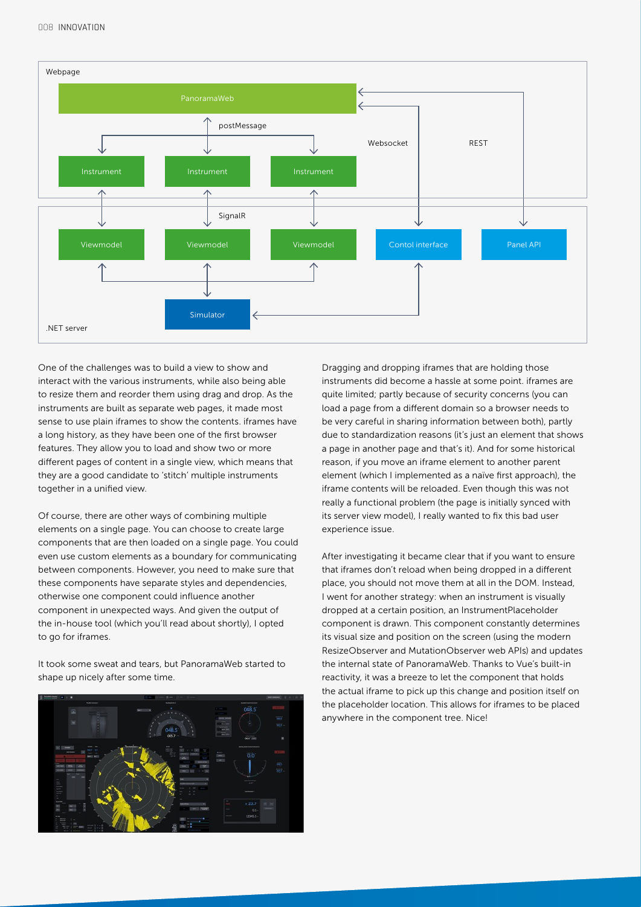Webpage

PanoramaWeb

postMessage

Websocket

REST

Instrument

Instrument

Instrument

SignalR

Viewmodel

Viewmodel

Viewmodel

Contol interface

Panel API

Simulator

.NET server

One of the challenges was to build a view to show and interact with the various instruments, while also being able to resize them and reorder them using drag and drop. As the instruments are built as separate web pages, it made most sense to use plain iframes to show the contents. iframes have a long history, as they have been one of the first browser features. They allow you to load and show two or more different pages of content in a single view, which means that they are a good candidate to 'stitch' multiple instruments together in a unified view.

Of course, there are other ways of combining multiple elements on a single page. You can choose to create large components that are then loaded on a single page. You could even use custom elements as a boundary for communicating between components. However, you need to make sure that these components have separate styles and dependencies, otherwise one component could influence another component in unexpected ways. And given the output of the in-house tool (which you'll read about shortly), I opted to go for iframes.

It took some sweat and tears, but PanoramaWeb started to shape up nicely after some time.

Dragging and dropping iframes that are holding those instruments did become a hassle at some point. iframes are quite limited; partly because of security concerns (you can load a page from a different domain so a browser needs to be very careful in sharing information between both), partly due to standardization reasons (it's just an element that shows a page in another page and that's it). And for some historical reason, if you move an iframe element to another parent element (which I implemented as a naïve first approach), the iframe contents will be reloaded. Even though this was not really a functional problem (the page is initially synced with its server view model), I really wanted to fix this bad user experience issue.

After investigating it became clear that if you want to ensure that iframes don't reload when being dropped in a different place, you should not move them at all in the DOM. Instead, I went for another strategy: when an instrument is visually dropped at a certain position, an InstrumentPlaceholder component is drawn. This component constantly determines its visual size and position on the screen (using the modern ResizeObserver and MutationObserver web APIs) and updates the internal state of PanoramaWeb. Thanks to Vue's built-in reactivity, it was a breeze to let the component that holds the actual iframe to pick up this change and position itself on the placeholder location. This allows for iframes to be placed anywhere in the component tree. Nice!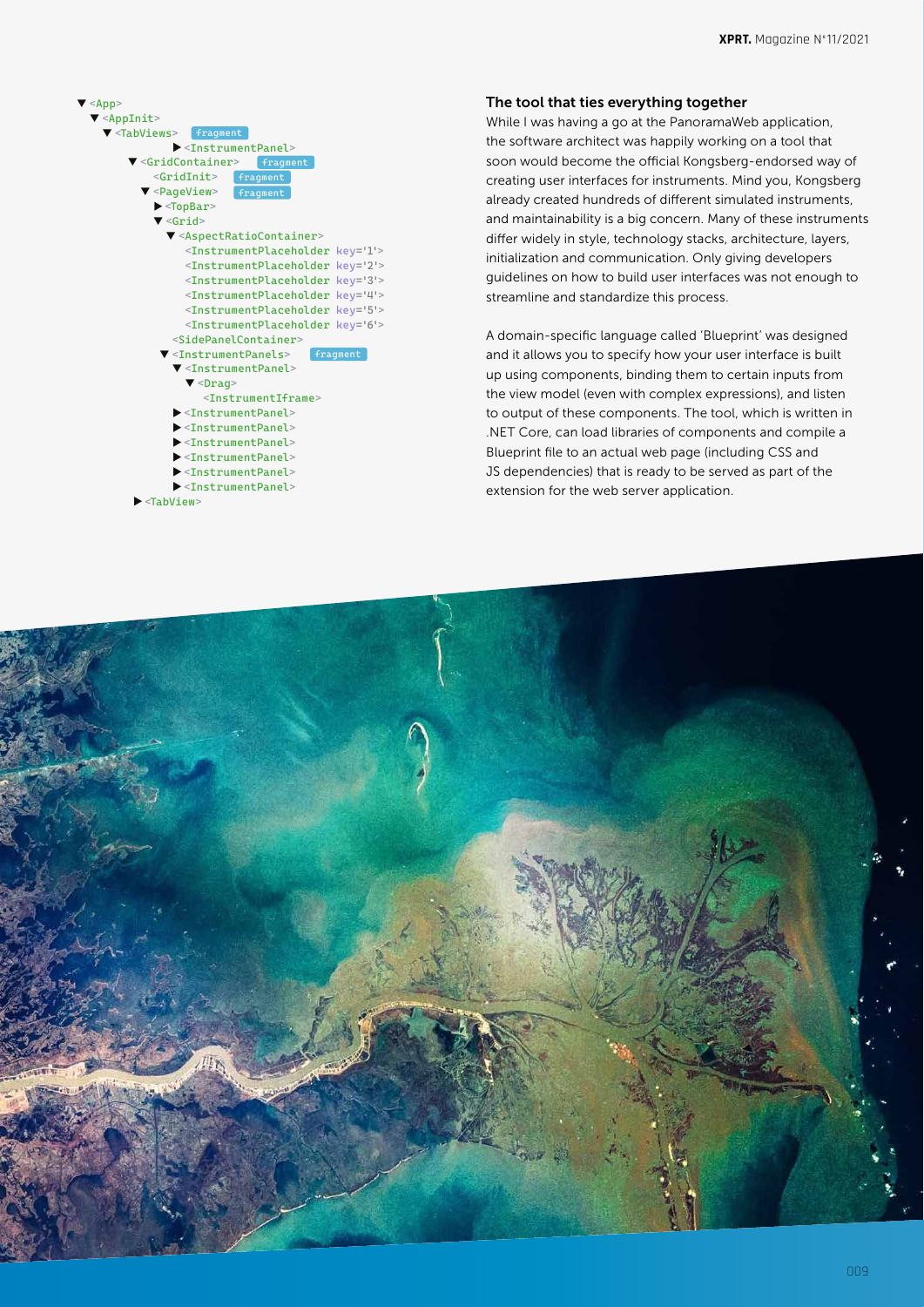```
▼ <App>
  ▼ <AppInit>
    ▼ <TabViews>  fragment
          ▶ <InstrumentPanel>
      ▼ <GridContainer>  fragment
          <GridInit>  fragment
        ▼ <PageView>  fragment
          ▶ <TopBar>
          ▼ <Grid>
            ▼ <AspectRatioContainer>
                <InstrumentPlaceholder key='1'>
                <InstrumentPlaceholder key='2'>
                <InstrumentPlaceholder key='3'>
                <InstrumentPlaceholder key='4'>
                <InstrumentPlaceholder key='5'>
                <InstrumentPlaceholder key='6'>
              <SidePanelContainer>
            ▼ <InstrumentPanels>  fragment
              ▼ <InstrumentPanel>
                ▼ <Drag>
                    <InstrumentIframe>
              ▶ <InstrumentPanel>
              ▶ <InstrumentPanel>
              ▶ <InstrumentPanel>
              ▶ <InstrumentPanel>
              ▶ <InstrumentPanel>
              ▶ <InstrumentPanel>
      ▶ <TabView>
```

### The tool that ties everything together

While I was having a go at the PanoramaWeb application, the software architect was happily working on a tool that soon would become the official Kongsberg-endorsed way of creating user interfaces for instruments. Mind you, Kongsberg already created hundreds of different simulated instruments, and maintainability is a big concern. Many of these instruments differ widely in style, technology stacks, architecture, layers, initialization and communication. Only giving developers guidelines on how to build user interfaces was not enough to streamline and standardize this process.

A domain-specific language called 'Blueprint' was designed and it allows you to specify how your user interface is built up using components, binding them to certain inputs from the view model (even with complex expressions), and listen to output of these components. The tool, which is written in .NET Core, can load libraries of components and compile a Blueprint file to an actual web page (including CSS and JS dependencies) that is ready to be served as part of the extension for the web server application.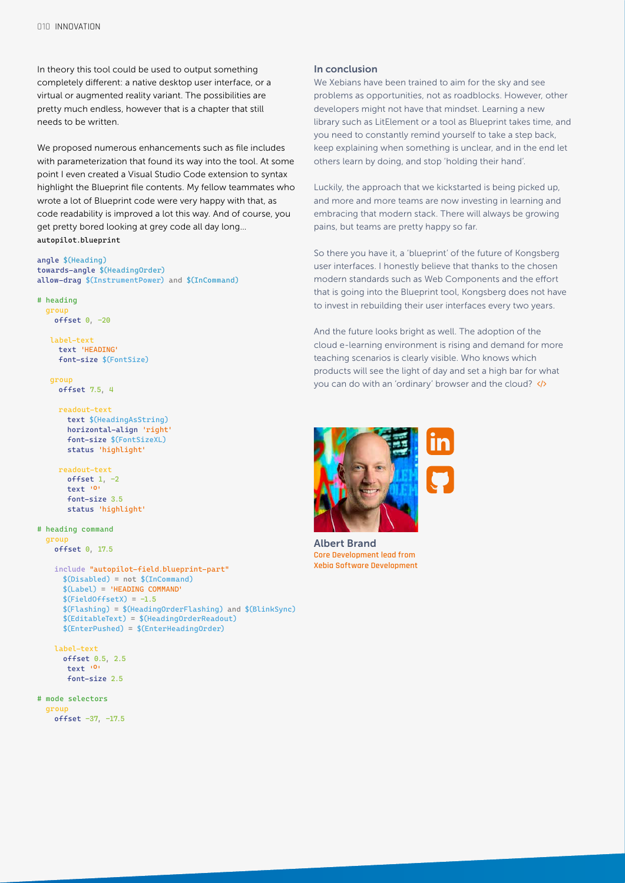In theory this tool could be used to output something completely different: a native desktop user interface, or a virtual or augmented reality variant. The possibilities are pretty much endless, however that is a chapter that still needs to be written.

We proposed numerous enhancements such as file includes with parameterization that found its way into the tool. At some point I even created a Visual Studio Code extension to syntax highlight the Blueprint file contents. My fellow teammates who wrote a lot of Blueprint code were very happy with that, as code readability is improved a lot this way. And of course, you get pretty bored looking at grey code all day long...

**autopilot.blueprint**

```
angle $(Heading)
towards-angle $(HeadingOrder)
allow-drag $(InstrumentPower) and $(InCommand)

# heading
  group
    offset 0, -20

    label-text
      text 'HEADING'
      font-size $(FontSize)

    group
      offset 7.5, 4

      readout-text
        text $(HeadingAsString)
        horizontal-align 'right'
        font-size $(FontSizeXL)
        status 'highlight'

      readout-text
        offset 1, -2
        text 'o'
        font-size 3.5
        status 'highlight'

# heading command
  group
    offset 0, 17.5

    include "autopilot-field.blueprint-part"
      $(Disabled) = not $(InCommand)
      $(Label) = 'HEADING COMMAND'
      $(FieldOffsetX) = -1.5
      $(Flashing) = $(HeadingOrderFlashing) and $(BlinkSync)
      $(EditableText) = $(HeadingOrderReadout)
      $(EnterPushed) = $(EnterHeadingOrder)

    label-text
      offset 0.5, 2.5
      text 'o'
      font-size 2.5

# mode selectors
  group
    offset -37, -17.5
```

## In conclusion

We Xebians have been trained to aim for the sky and see problems as opportunities, not as roadblocks. However, other developers might not have that mindset. Learning a new library such as LitElement or a tool as Blueprint takes time, and you need to constantly remind yourself to take a step back, keep explaining when something is unclear, and in the end let others learn by doing, and stop 'holding their hand'.

Luckily, the approach that we kickstarted is being picked up, and more and more teams are now investing in learning and embracing that modern stack. There will always be growing pains, but teams are pretty happy so far.

So there you have it, a 'blueprint' of the future of Kongsberg user interfaces. I honestly believe that thanks to the chosen modern standards such as Web Components and the effort that is going into the Blueprint tool, Kongsberg does not have to invest in rebuilding their user interfaces every two years.

And the future looks bright as well. The adoption of the cloud e-learning environment is rising and demand for more teaching scenarios is clearly visible. Who knows which products will see the light of day and set a high bar for what you can do with an 'ordinary' browser and the cloud? </>

**Albert Brand**
Core Development lead from Xebia Software Development